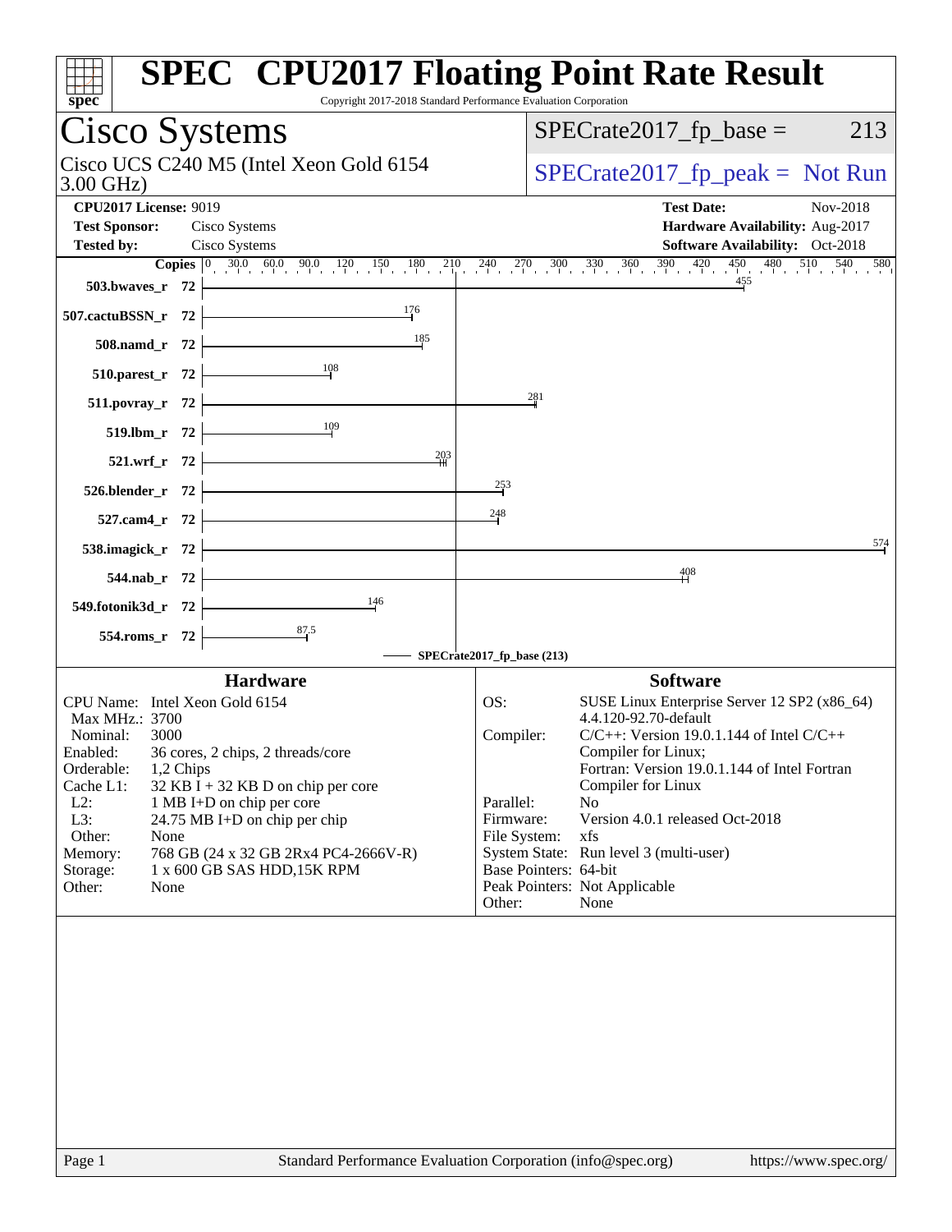# SPEC CPU2017 Floating Point Rate Result

Copyright 2017-2018 Standard Performance Evaluation Corporation

## Cisco Systems

Cisco UCS C240 M5 (Intel Xeon Gold 6154 3.00 GHz)

SPECrate2017_fp_base = 213

SPECrate2017_fp_peak = Not Run

**CPU2017 License:** 9019
**Test Sponsor:** Cisco Systems
**Tested by:** Cisco Systems

**Test Date:** Nov-2018
**Hardware Availability:** Aug-2017
**Software Availability:** Oct-2018

| Benchmark | Copies | SPECrate2017_fp_base |
|---|---|---|
| 503.bwaves_r | 72 | 455 |
| 507.cactuBSSN_r | 72 | 176 |
| 508.namd_r | 72 | 185 |
| 510.parest_r | 72 | 108 |
| 511.povray_r | 72 | 281 |
| 519.lbm_r | 72 | 109 |
| 521.wrf_r | 72 | 203 |
| 526.blender_r | 72 | 253 |
| 527.cam4_r | 72 | 248 |
| 538.imagick_r | 72 | 574 |
| 544.nab_r | 72 | 408 |
| 549.fotonik3d_r | 72 | 146 |
| 554.roms_r | 72 | 87.5 |

SPECrate2017_fp_base (213)

### Hardware

| | |
|---|---|
| CPU Name: | Intel Xeon Gold 6154 |
| Max MHz.: | 3700 |
| Nominal: | 3000 |
| Enabled: | 36 cores, 2 chips, 2 threads/core |
| Orderable: | 1,2 Chips |
| Cache L1: | 32 KB I + 32 KB D on chip per core |
| L2: | 1 MB I+D on chip per core |
| L3: | 24.75 MB I+D on chip per chip |
| Other: | None |
| Memory: | 768 GB (24 x 32 GB 2Rx4 PC4-2666V-R) |
| Storage: | 1 x 600 GB SAS HDD,15K RPM |
| Other: | None |

### Software

| | |
|---|---|
| OS: | SUSE Linux Enterprise Server 12 SP2 (x86_64) 4.4.120-92.70-default |
| Compiler: | C/C++: Version 19.0.1.144 of Intel C/C++ Compiler for Linux; Fortran: Version 19.0.1.144 of Intel Fortran Compiler for Linux |
| Parallel: | No |
| Firmware: | Version 4.0.1 released Oct-2018 |
| File System: | xfs |
| System State: | Run level 3 (multi-user) |
| Base Pointers: | 64-bit |
| Peak Pointers: | Not Applicable |
| Other: | None |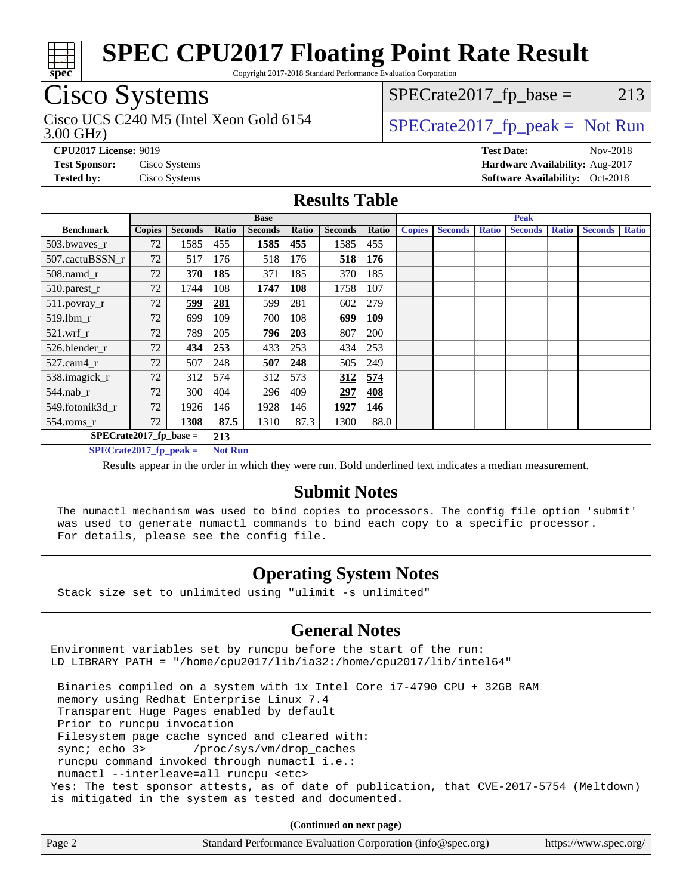# SPEC CPU2017 Floating Point Rate Result

Copyright 2017-2018 Standard Performance Evaluation Corporation

## Cisco Systems

Cisco UCS C240 M5 (Intel Xeon Gold 6154 3.00 GHz)

SPECrate2017_fp_base = 213

SPECrate2017_fp_peak = Not Run

**CPU2017 License:** 9019
**Test Sponsor:** Cisco Systems
**Tested by:** Cisco Systems

**Test Date:** Nov-2018
**Hardware Availability:** Aug-2017
**Software Availability:** Oct-2018

## Results Table

| Benchmark | Base | | | | | | | Peak | | | | | | |
|---|---|---|---|---|---|---|---|---|---|---|---|---|---|---|
| | Copies | Seconds | Ratio | Seconds | Ratio | Seconds | Ratio | Copies | Seconds | Ratio | Seconds | Ratio | Seconds | Ratio |
| 503.bwaves_r | 72 | 1585 | 455 | **1585** | **455** | 1585 | 455 | | | | | | | |
| 507.cactuBSSN_r | 72 | 517 | 176 | 518 | 176 | **518** | **176** | | | | | | | |
| 508.namd_r | 72 | **370** | **185** | 371 | 185 | 370 | 185 | | | | | | | |
| 510.parest_r | 72 | 1744 | 108 | **1747** | **108** | 1758 | 107 | | | | | | | |
| 511.povray_r | 72 | **599** | **281** | 599 | 281 | 602 | 279 | | | | | | | |
| 519.lbm_r | 72 | 699 | 109 | 700 | 108 | **699** | **109** | | | | | | | |
| 521.wrf_r | 72 | 789 | 205 | **796** | **203** | 807 | 200 | | | | | | | |
| 526.blender_r | 72 | **434** | **253** | 433 | 253 | 434 | 253 | | | | | | | |
| 527.cam4_r | 72 | 507 | 248 | **507** | **248** | 505 | 249 | | | | | | | |
| 538.imagick_r | 72 | 312 | 574 | 312 | 573 | **312** | **574** | | | | | | | |
| 544.nab_r | 72 | 300 | 404 | 296 | 409 | **297** | **408** | | | | | | | |
| 549.fotonik3d_r | 72 | 1926 | 146 | 1928 | 146 | **1927** | **146** | | | | | | | |
| 554.roms_r | 72 | **1308** | **87.5** | 1310 | 87.3 | 1300 | 88.0 | | | | | | | |

**SPECrate2017_fp_base = 213**

**SPECrate2017_fp_peak = Not Run**

Results appear in the order in which they were run. Bold underlined text indicates a median measurement.

## Submit Notes

The numactl mechanism was used to bind copies to processors. The config file option 'submit' was used to generate numactl commands to bind each copy to a specific processor. For details, please see the config file.

## Operating System Notes

Stack size set to unlimited using "ulimit -s unlimited"

## General Notes

```
Environment variables set by runcpu before the start of the run:
LD_LIBRARY_PATH = "/home/cpu2017/lib/ia32:/home/cpu2017/lib/intel64"

 Binaries compiled on a system with 1x Intel Core i7-4790 CPU + 32GB RAM
 memory using Redhat Enterprise Linux 7.4
 Transparent Huge Pages enabled by default
 Prior to runcpu invocation
 Filesystem page cache synced and cleared with:
 sync; echo 3>       /proc/sys/vm/drop_caches
 runcpu command invoked through numactl i.e.:
 numactl --interleave=all runcpu <etc>
Yes: The test sponsor attests, as of date of publication, that CVE-2017-5754 (Meltdown)
is mitigated in the system as tested and documented.
```

(Continued on next page)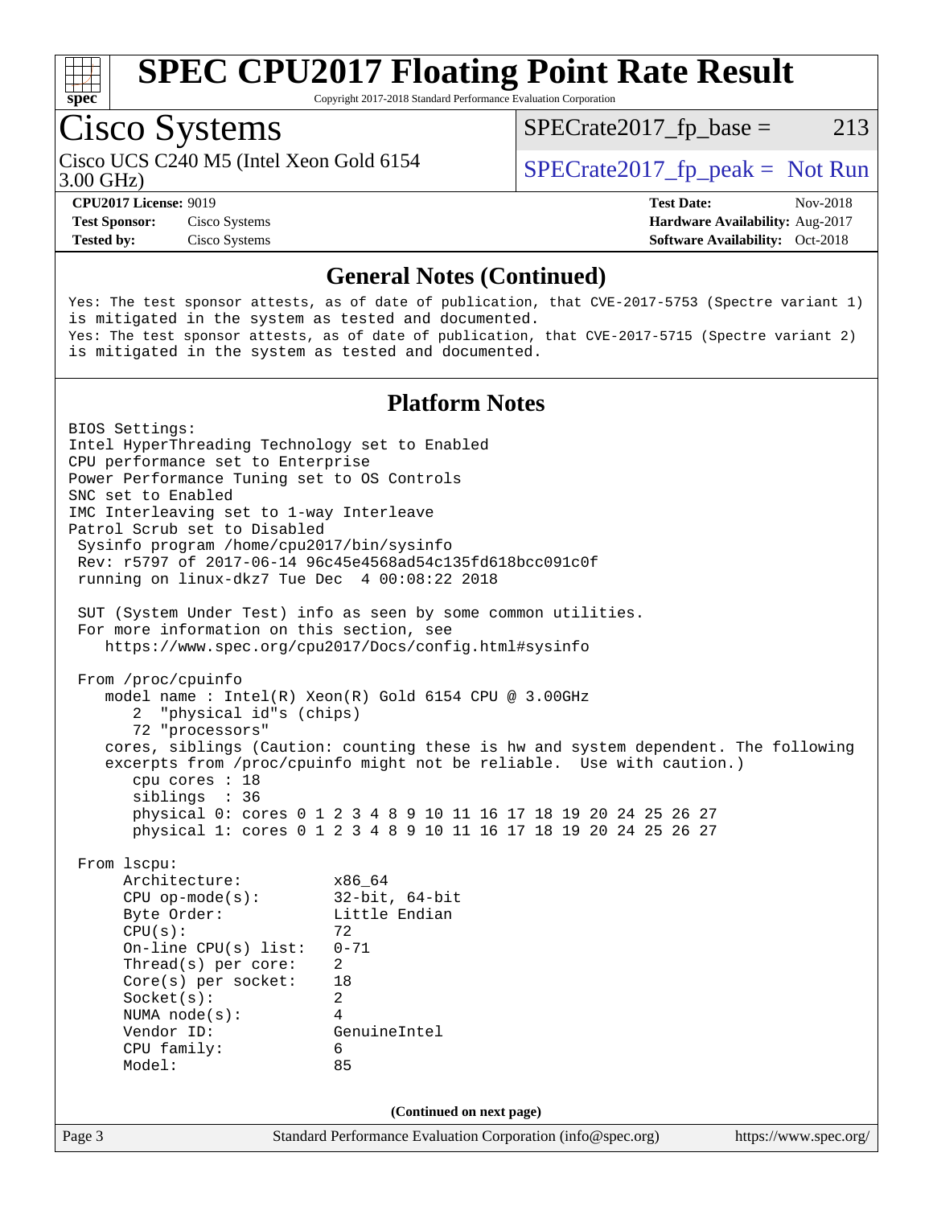# SPEC CPU2017 Floating Point Rate Result

Copyright 2017-2018 Standard Performance Evaluation Corporation

## Cisco Systems

Cisco UCS C240 M5 (Intel Xeon Gold 6154 3.00 GHz)

SPECrate2017_fp_base = 213

SPECrate2017_fp_peak = Not Run

**CPU2017 License:** 9019
**Test Sponsor:** Cisco Systems
**Tested by:** Cisco Systems

**Test Date:** Nov-2018
**Hardware Availability:** Aug-2017
**Software Availability:** Oct-2018

### General Notes (Continued)

```
Yes: The test sponsor attests, as of date of publication, that CVE-2017-5753 (Spectre variant 1)
is mitigated in the system as tested and documented.
Yes: The test sponsor attests, as of date of publication, that CVE-2017-5715 (Spectre variant 2)
is mitigated in the system as tested and documented.
```

### Platform Notes

```
BIOS Settings:
Intel HyperThreading Technology set to Enabled
CPU performance set to Enterprise
Power Performance Tuning set to OS Controls
SNC set to Enabled
IMC Interleaving set to 1-way Interleave
Patrol Scrub set to Disabled
 Sysinfo program /home/cpu2017/bin/sysinfo
 Rev: r5797 of 2017-06-14 96c45e4568ad54c135fd618bcc091c0f
 running on linux-dkz7 Tue Dec  4 00:08:22 2018

 SUT (System Under Test) info as seen by some common utilities.
 For more information on this section, see
    https://www.spec.org/cpu2017/Docs/config.html#sysinfo

 From /proc/cpuinfo
    model name : Intel(R) Xeon(R) Gold 6154 CPU @ 3.00GHz
       2  "physical id"s (chips)
       72 "processors"
    cores, siblings (Caution: counting these is hw and system dependent. The following
    excerpts from /proc/cpuinfo might not be reliable.  Use with caution.)
       cpu cores : 18
       siblings  : 36
       physical 0: cores 0 1 2 3 4 8 9 10 11 16 17 18 19 20 24 25 26 27
       physical 1: cores 0 1 2 3 4 8 9 10 11 16 17 18 19 20 24 25 26 27

 From lscpu:
      Architecture:          x86_64
      CPU op-mode(s):        32-bit, 64-bit
      Byte Order:            Little Endian
      CPU(s):                72
      On-line CPU(s) list:   0-71
      Thread(s) per core:    2
      Core(s) per socket:    18
      Socket(s):             2
      NUMA node(s):          4
      Vendor ID:             GenuineIntel
      CPU family:            6
      Model:                 85
```

(Continued on next page)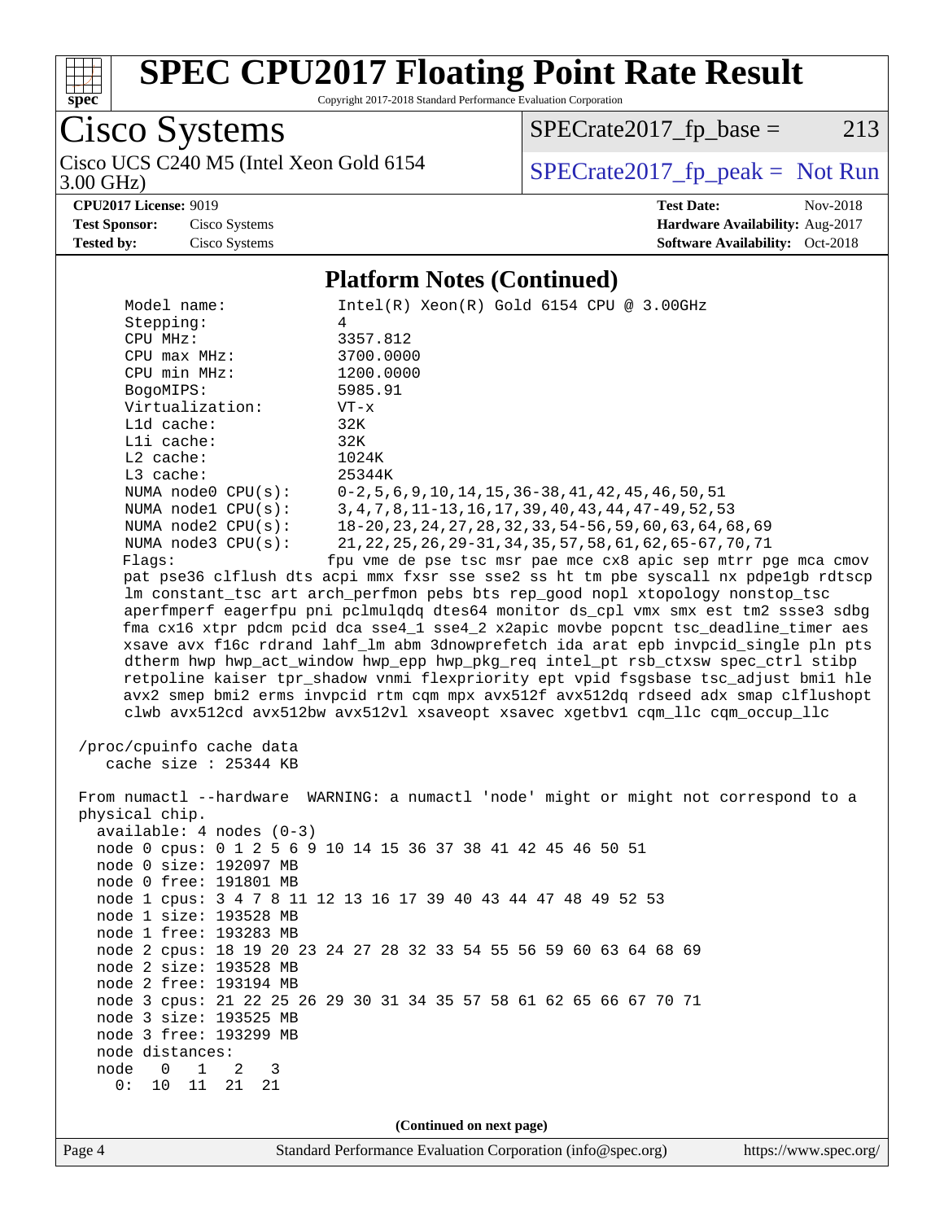## Platform Notes (Continued)

```
   Model name:            Intel(R) Xeon(R) Gold 6154 CPU @ 3.00GHz
   Stepping:              4
   CPU MHz:               3357.812
   CPU max MHz:           3700.0000
   CPU min MHz:           1200.0000
   BogoMIPS:              5985.91
   Virtualization:        VT-x
   L1d cache:             32K
   L1i cache:             32K
   L2 cache:              1024K
   L3 cache:              25344K
   NUMA node0 CPU(s):     0-2,5,6,9,10,14,15,36-38,41,42,45,46,50,51
   NUMA node1 CPU(s):     3,4,7,8,11-13,16,17,39,40,43,44,47-49,52,53
   NUMA node2 CPU(s):     18-20,23,24,27,28,32,33,54-56,59,60,63,64,68,69
   NUMA node3 CPU(s):     21,22,25,26,29-31,34,35,57,58,61,62,65-67,70,71
   Flags:                 fpu vme de pse tsc msr pae mce cx8 apic sep mtrr pge mca cmov
   pat pse36 clflush dts acpi mmx fxsr sse sse2 ss ht tm pbe syscall nx pdpe1gb rdtscp
   lm constant_tsc art arch_perfmon pebs bts rep_good nopl xtopology nonstop_tsc
   aperfmperf eagerfpu pni pclmulqdq dtes64 monitor ds_cpl vmx smx est tm2 ssse3 sdbg
   fma cx16 xtpr pdcm pcid dca sse4_1 sse4_2 x2apic movbe popcnt tsc_deadline_timer aes
   xsave avx f16c rdrand lahf_lm abm 3dnowprefetch ida arat epb invpcid_single pln pts
   dtherm hwp hwp_act_window hwp_epp hwp_pkg_req intel_pt rsb_ctxsw spec_ctrl stibp
   retpoline kaiser tpr_shadow vnmi flexpriority ept vpid fsgsbase tsc_adjust bmi1 hle
   avx2 smep bmi2 erms invpcid rtm cqm mpx avx512f avx512dq rdseed adx smap clflushopt
   clwb avx512cd avx512bw avx512vl xsaveopt xsavec xgetbv1 cqm_llc cqm_occup_llc

 /proc/cpuinfo cache data
    cache size : 25344 KB

 From numactl --hardware  WARNING: a numactl 'node' might or might not correspond to a
 physical chip.
   available: 4 nodes (0-3)
   node 0 cpus: 0 1 2 5 6 9 10 14 15 36 37 38 41 42 45 46 50 51
   node 0 size: 192097 MB
   node 0 free: 191801 MB
   node 1 cpus: 3 4 7 8 11 12 13 16 17 39 40 43 44 47 48 49 52 53
   node 1 size: 193528 MB
   node 1 free: 193283 MB
   node 2 cpus: 18 19 20 23 24 27 28 32 33 54 55 56 59 60 63 64 68 69
   node 2 size: 193528 MB
   node 2 free: 193194 MB
   node 3 cpus: 21 22 25 26 29 30 31 34 35 57 58 61 62 65 66 67 70 71
   node 3 size: 193525 MB
   node 3 free: 193299 MB
   node distances:
   node   0   1   2   3
     0:  10  11  21  21
```

(Continued on next page)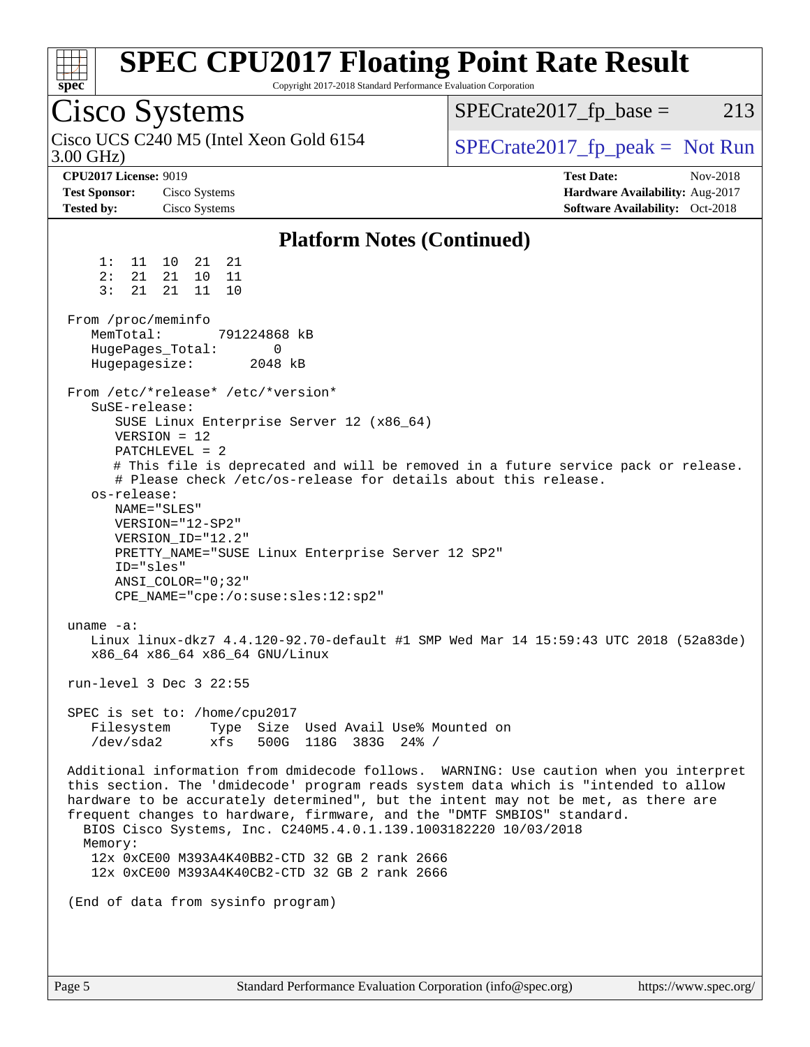## Platform Notes (Continued)

```
     1:  11  10  21  21
     2:  21  21  10  11
     3:  21  21  11  10

 From /proc/meminfo
    MemTotal:       791224868 kB
    HugePages_Total:       0
    Hugepagesize:       2048 kB

 From /etc/*release* /etc/*version*
    SuSE-release:
       SUSE Linux Enterprise Server 12 (x86_64)
       VERSION = 12
       PATCHLEVEL = 2
       # This file is deprecated and will be removed in a future service pack or release.
       # Please check /etc/os-release for details about this release.
    os-release:
       NAME="SLES"
       VERSION="12-SP2"
       VERSION_ID="12.2"
       PRETTY_NAME="SUSE Linux Enterprise Server 12 SP2"
       ID="sles"
       ANSI_COLOR="0;32"
       CPE_NAME="cpe:/o:suse:sles:12:sp2"

 uname -a:
    Linux linux-dkz7 4.4.120-92.70-default #1 SMP Wed Mar 14 15:59:43 UTC 2018 (52a83de)
    x86_64 x86_64 x86_64 GNU/Linux

 run-level 3 Dec 3 22:55

 SPEC is set to: /home/cpu2017
    Filesystem     Type  Size  Used Avail Use% Mounted on
    /dev/sda2      xfs   500G  118G  383G  24% /

 Additional information from dmidecode follows.  WARNING: Use caution when you interpret
 this section. The 'dmidecode' program reads system data which is "intended to allow
 hardware to be accurately determined", but the intent may not be met, as there are
 frequent changes to hardware, firmware, and the "DMTF SMBIOS" standard.
   BIOS Cisco Systems, Inc. C240M5.4.0.1.139.1003182220 10/03/2018
   Memory:
     12x 0xCE00 M393A4K40BB2-CTD 32 GB 2 rank 2666
     12x 0xCE00 M393A4K40CB2-CTD 32 GB 2 rank 2666

 (End of data from sysinfo program)
```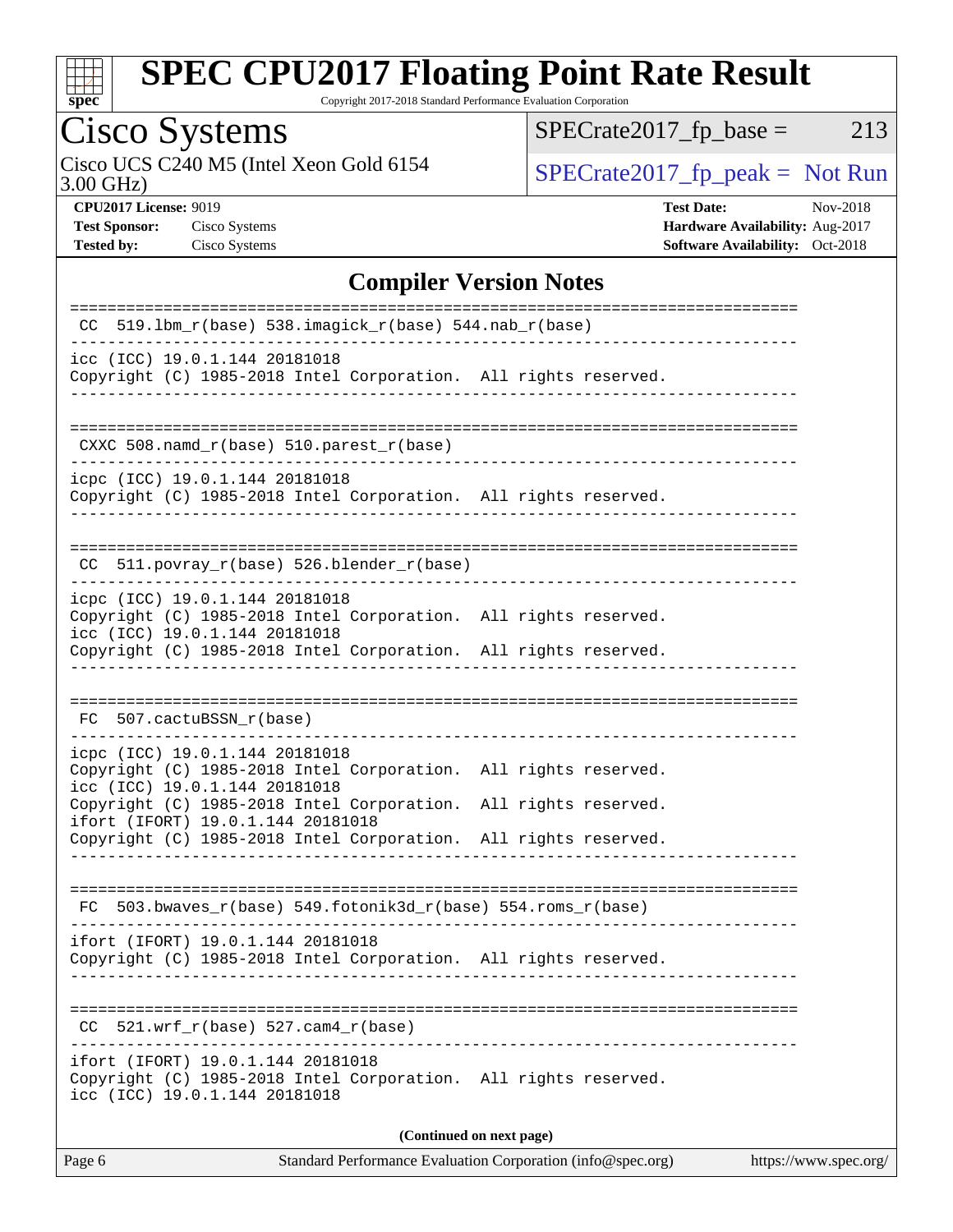# SPEC CPU2017 Floating Point Rate Result

Copyright 2017-2018 Standard Performance Evaluation Corporation

## Cisco Systems

Cisco UCS C240 M5 (Intel Xeon Gold 6154 3.00 GHz)

SPECrate2017_fp_base = 213

SPECrate2017_fp_peak = Not Run

**CPU2017 License:** 9019
**Test Sponsor:** Cisco Systems
**Tested by:** Cisco Systems

**Test Date:** Nov-2018
**Hardware Availability:** Aug-2017
**Software Availability:** Oct-2018

### Compiler Version Notes

```
==============================================================================
 CC  519.lbm_r(base) 538.imagick_r(base) 544.nab_r(base)
------------------------------------------------------------------------------
icc (ICC) 19.0.1.144 20181018
Copyright (C) 1985-2018 Intel Corporation.  All rights reserved.
------------------------------------------------------------------------------

==============================================================================
 CXXC 508.namd_r(base) 510.parest_r(base)
------------------------------------------------------------------------------
icpc (ICC) 19.0.1.144 20181018
Copyright (C) 1985-2018 Intel Corporation.  All rights reserved.
------------------------------------------------------------------------------

==============================================================================
 CC  511.povray_r(base) 526.blender_r(base)
------------------------------------------------------------------------------
icpc (ICC) 19.0.1.144 20181018
Copyright (C) 1985-2018 Intel Corporation.  All rights reserved.
icc (ICC) 19.0.1.144 20181018
Copyright (C) 1985-2018 Intel Corporation.  All rights reserved.
------------------------------------------------------------------------------

==============================================================================
 FC  507.cactuBSSN_r(base)
------------------------------------------------------------------------------
icpc (ICC) 19.0.1.144 20181018
Copyright (C) 1985-2018 Intel Corporation.  All rights reserved.
icc (ICC) 19.0.1.144 20181018
Copyright (C) 1985-2018 Intel Corporation.  All rights reserved.
ifort (IFORT) 19.0.1.144 20181018
Copyright (C) 1985-2018 Intel Corporation.  All rights reserved.
------------------------------------------------------------------------------

==============================================================================
 FC  503.bwaves_r(base) 549.fotonik3d_r(base) 554.roms_r(base)
------------------------------------------------------------------------------
ifort (IFORT) 19.0.1.144 20181018
Copyright (C) 1985-2018 Intel Corporation.  All rights reserved.
------------------------------------------------------------------------------

==============================================================================
 CC  521.wrf_r(base) 527.cam4_r(base)
------------------------------------------------------------------------------
ifort (IFORT) 19.0.1.144 20181018
Copyright (C) 1985-2018 Intel Corporation.  All rights reserved.
icc (ICC) 19.0.1.144 20181018
```

**(Continued on next page)**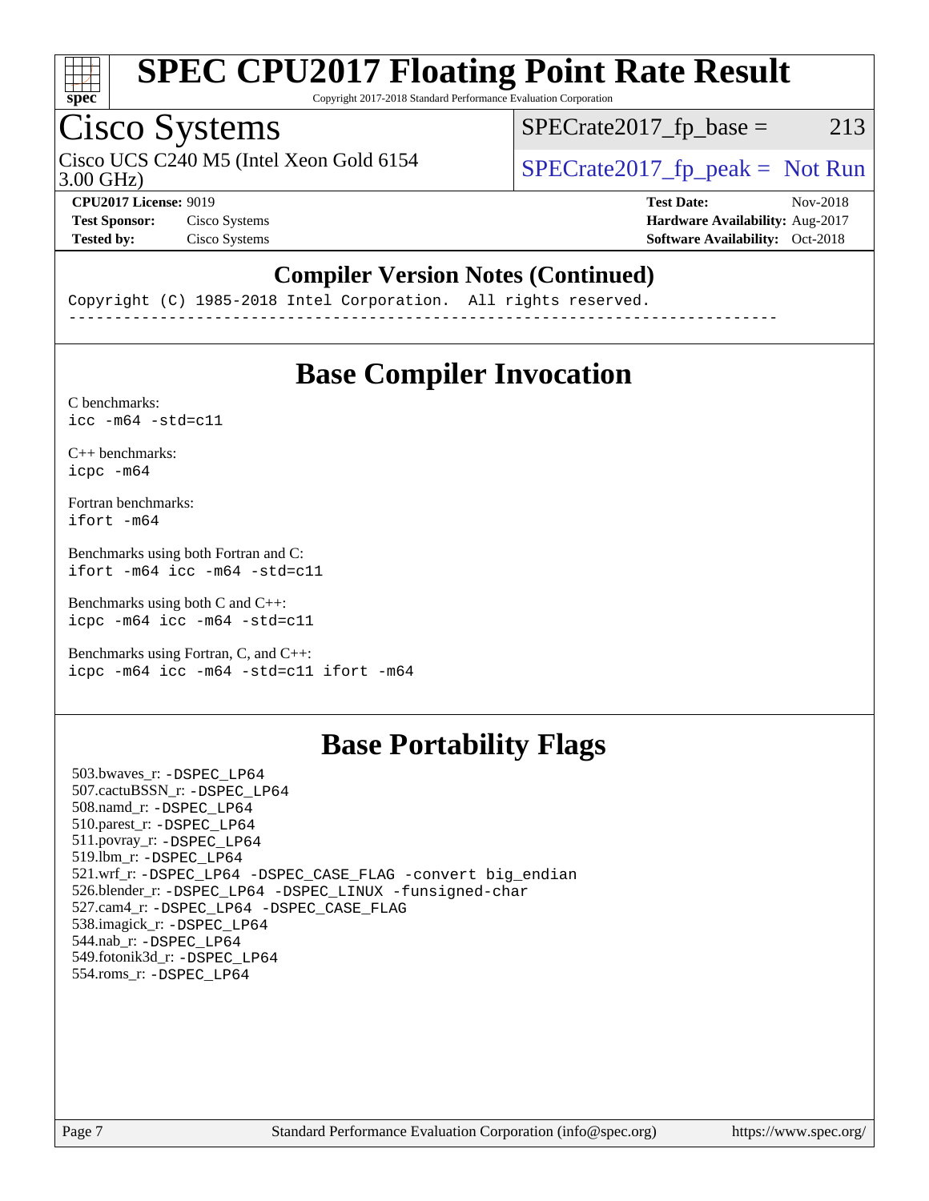## Compiler Version Notes (Continued)

```
Copyright (C) 1985-2018 Intel Corporation.  All rights reserved.
------------------------------------------------------------------------------
```

## Base Compiler Invocation

C benchmarks:
`icc -m64 -std=c11`

C++ benchmarks:
`icpc -m64`

Fortran benchmarks:
`ifort -m64`

Benchmarks using both Fortran and C:
`ifort -m64 icc -m64 -std=c11`

Benchmarks using both C and C++:
`icpc -m64 icc -m64 -std=c11`

Benchmarks using Fortran, C, and C++:
`icpc -m64 icc -m64 -std=c11 ifort -m64`

## Base Portability Flags

503.bwaves_r: -DSPEC_LP64
507.cactuBSSN_r: -DSPEC_LP64
508.namd_r: -DSPEC_LP64
510.parest_r: -DSPEC_LP64
511.povray_r: -DSPEC_LP64
519.lbm_r: -DSPEC_LP64
521.wrf_r: -DSPEC_LP64 -DSPEC_CASE_FLAG -convert big_endian
526.blender_r: -DSPEC_LP64 -DSPEC_LINUX -funsigned-char
527.cam4_r: -DSPEC_LP64 -DSPEC_CASE_FLAG
538.imagick_r: -DSPEC_LP64
544.nab_r: -DSPEC_LP64
549.fotonik3d_r: -DSPEC_LP64
554.roms_r: -DSPEC_LP64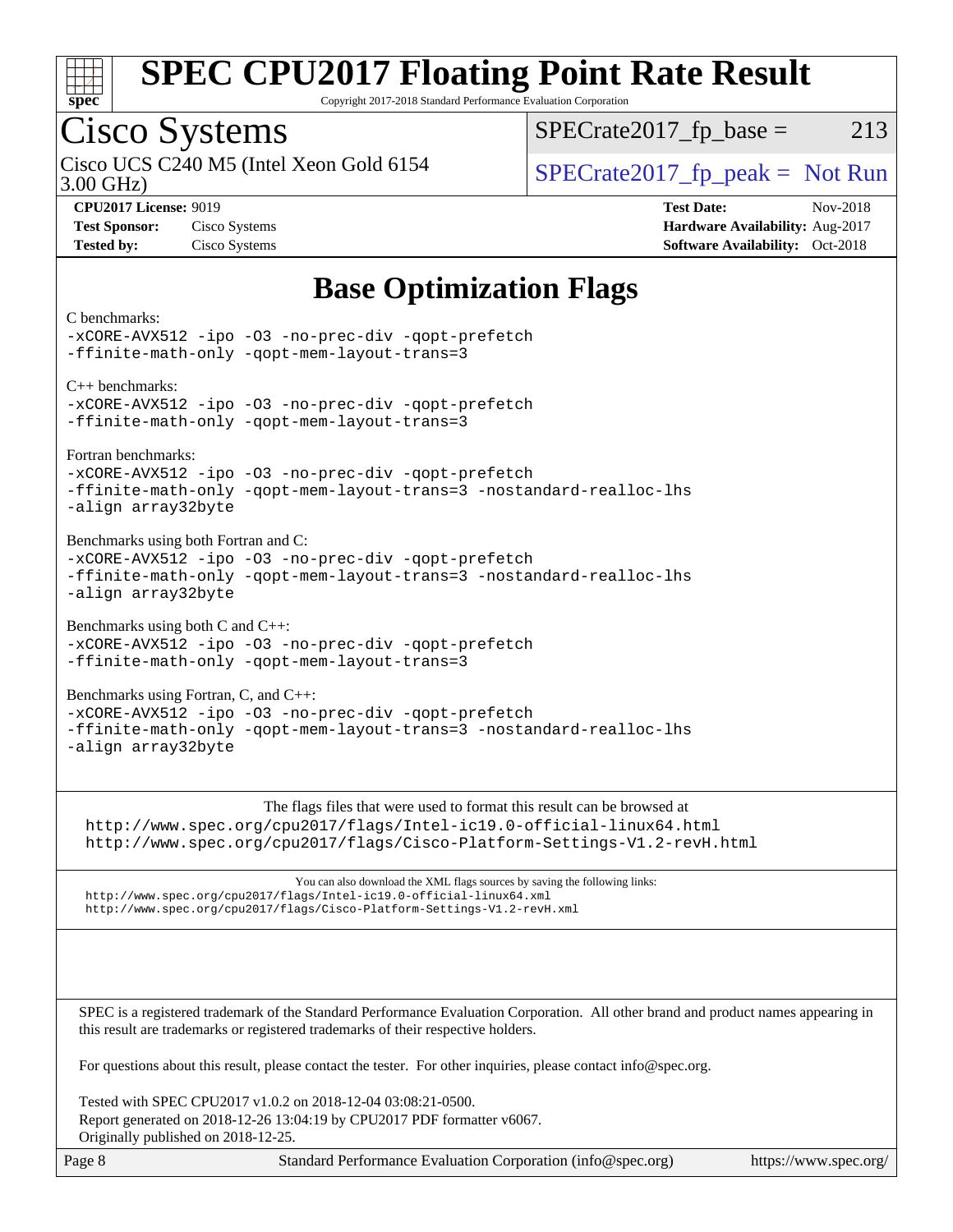# Base Optimization Flags

C benchmarks:

```
-xCORE-AVX512 -ipo -O3 -no-prec-div -qopt-prefetch
-ffinite-math-only -qopt-mem-layout-trans=3
```

C++ benchmarks:

```
-xCORE-AVX512 -ipo -O3 -no-prec-div -qopt-prefetch
-ffinite-math-only -qopt-mem-layout-trans=3
```

Fortran benchmarks:

```
-xCORE-AVX512 -ipo -O3 -no-prec-div -qopt-prefetch
-ffinite-math-only -qopt-mem-layout-trans=3 -nostandard-realloc-lhs
-align array32byte
```

Benchmarks using both Fortran and C:

```
-xCORE-AVX512 -ipo -O3 -no-prec-div -qopt-prefetch
-ffinite-math-only -qopt-mem-layout-trans=3 -nostandard-realloc-lhs
-align array32byte
```

Benchmarks using both C and C++:

```
-xCORE-AVX512 -ipo -O3 -no-prec-div -qopt-prefetch
-ffinite-math-only -qopt-mem-layout-trans=3
```

Benchmarks using Fortran, C, and C++:

```
-xCORE-AVX512 -ipo -O3 -no-prec-div -qopt-prefetch
-ffinite-math-only -qopt-mem-layout-trans=3 -nostandard-realloc-lhs
-align array32byte
```

The flags files that were used to format this result can be browsed at
http://www.spec.org/cpu2017/flags/Intel-ic19.0-official-linux64.html
http://www.spec.org/cpu2017/flags/Cisco-Platform-Settings-V1.2-revH.html

You can also download the XML flags sources by saving the following links:
http://www.spec.org/cpu2017/flags/Intel-ic19.0-official-linux64.xml
http://www.spec.org/cpu2017/flags/Cisco-Platform-Settings-V1.2-revH.xml

SPEC is a registered trademark of the Standard Performance Evaluation Corporation. All other brand and product names appearing in this result are trademarks or registered trademarks of their respective holders.

For questions about this result, please contact the tester. For other inquiries, please contact info@spec.org.

Tested with SPEC CPU2017 v1.0.2 on 2018-12-04 03:08:21-0500.
Report generated on 2018-12-26 13:04:19 by CPU2017 PDF formatter v6067.
Originally published on 2018-12-25.